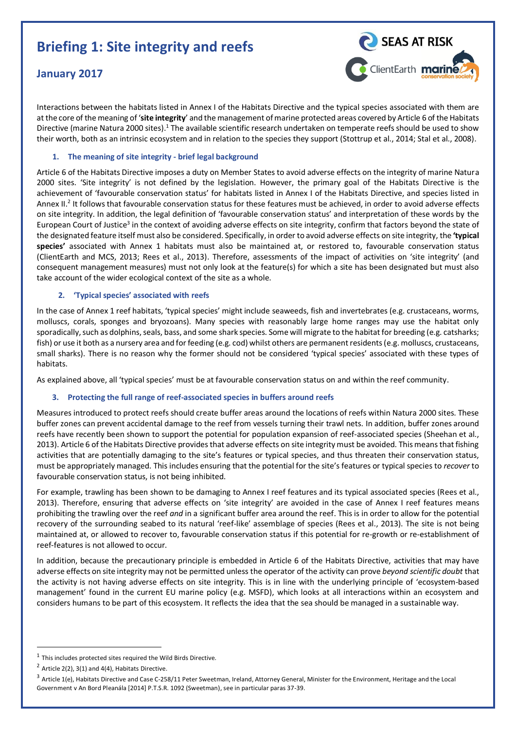# Briefing 1: Site integrity and reefs

## January 2017

Interactions between the habitats listed in Annex I of the Habitats Directive and the typical species associated with them are at the core of the meaning of '**site integrity**' and the management of marine protected areas covered by Article 6 of the Habitats Directive (marine Natura 2000 sites).[1] The available scientific research undertaken on temperate reefs should be used to show their worth, both as an intrinsic ecosystem and in relation to the species they support (Stottrup et al., 2014; Stal et al., 2008).

### 1. The meaning of site integrity - brief legal background

Article 6 of the Habitats Directive imposes a duty on Member States to avoid adverse effects on the integrity of marine Natura 2000 sites. 'Site integrity' is not defined by the legislation. However, the primary goal of the Habitats Directive is the achievement of 'favourable conservation status' for habitats listed in Annex I of the Habitats Directive, and species listed in Annex II.[2] It follows that favourable conservation status for these features must be achieved, in order to avoid adverse effects on site integrity. In addition, the legal definition of 'favourable conservation status' and interpretation of these words by the European Court of Justice[3] in the context of avoiding adverse effects on site integrity, confirm that factors beyond the state of the designated feature itself must also be considered. Specifically, in order to avoid adverse effects on site integrity, the **'typical species'** associated with Annex 1 habitats must also be maintained at, or restored to, favourable conservation status (ClientEarth and MCS, 2013; Rees et al., 2013). Therefore, assessments of the impact of activities on 'site integrity' (and consequent management measures) must not only look at the feature(s) for which a site has been designated but must also take account of the wider ecological context of the site as a whole.

### 2. 'Typical species' associated with reefs

In the case of Annex 1 reef habitats, 'typical species' might include seaweeds, fish and invertebrates (e.g. crustaceans, worms, molluscs, corals, sponges and bryozoans). Many species with reasonably large home ranges may use the habitat only sporadically, such as dolphins, seals, bass, and some shark species. Some will migrate to the habitat for breeding (e.g. catsharks; fish) or use it both as a nursery area and for feeding (e.g. cod) whilst others are permanent residents (e.g. molluscs, crustaceans, small sharks). There is no reason why the former should not be considered 'typical species' associated with these types of habitats.

As explained above, all 'typical species' must be at favourable conservation status on and within the reef community.

### 3. Protecting the full range of reef-associated species in buffers around reefs

Measures introduced to protect reefs should create buffer areas around the locations of reefs within Natura 2000 sites. These buffer zones can prevent accidental damage to the reef from vessels turning their trawl nets. In addition, buffer zones around reefs have recently been shown to support the potential for population expansion of reef-associated species (Sheehan et al., 2013). Article 6 of the Habitats Directive provides that adverse effects on site integrity must be avoided. This means that fishing activities that are potentially damaging to the site's features or typical species, and thus threaten their conservation status, must be appropriately managed. This includes ensuring that the potential for the site's features or typical species to *recover* to favourable conservation status, is not being inhibited.

For example, trawling has been shown to be damaging to Annex I reef features and its typical associated species (Rees et al., 2013). Therefore, ensuring that adverse effects on 'site integrity' are avoided in the case of Annex I reef features means prohibiting the trawling over the reef *and* in a significant buffer area around the reef. This is in order to allow for the potential recovery of the surrounding seabed to its natural 'reef-like' assemblage of species (Rees et al., 2013). The site is not being maintained at, or allowed to recover to, favourable conservation status if this potential for re-growth or re-establishment of reef-features is not allowed to occur.

In addition, because the precautionary principle is embedded in Article 6 of the Habitats Directive, activities that may have adverse effects on site integrity may not be permitted unless the operator of the activity can prove *beyond scientific doubt* that the activity is not having adverse effects on site integrity. This is in line with the underlying principle of 'ecosystem-based management' found in the current EU marine policy (e.g. MSFD), which looks at all interactions within an ecosystem and considers humans to be part of this ecosystem. It reflects the idea that the sea should be managed in a sustainable way.

---

[1] This includes protected sites required the Wild Birds Directive.

[2] Article 2(2), 3(1) and 4(4), Habitats Directive.

[3] Article 1(e), Habitats Directive and Case C-258/11 Peter Sweetman, Ireland, Attorney General, Minister for the Environment, Heritage and the Local Government v An Bord Pleanála [2014] P.T.S.R. 1092 (Sweetman), see in particular paras 37-39.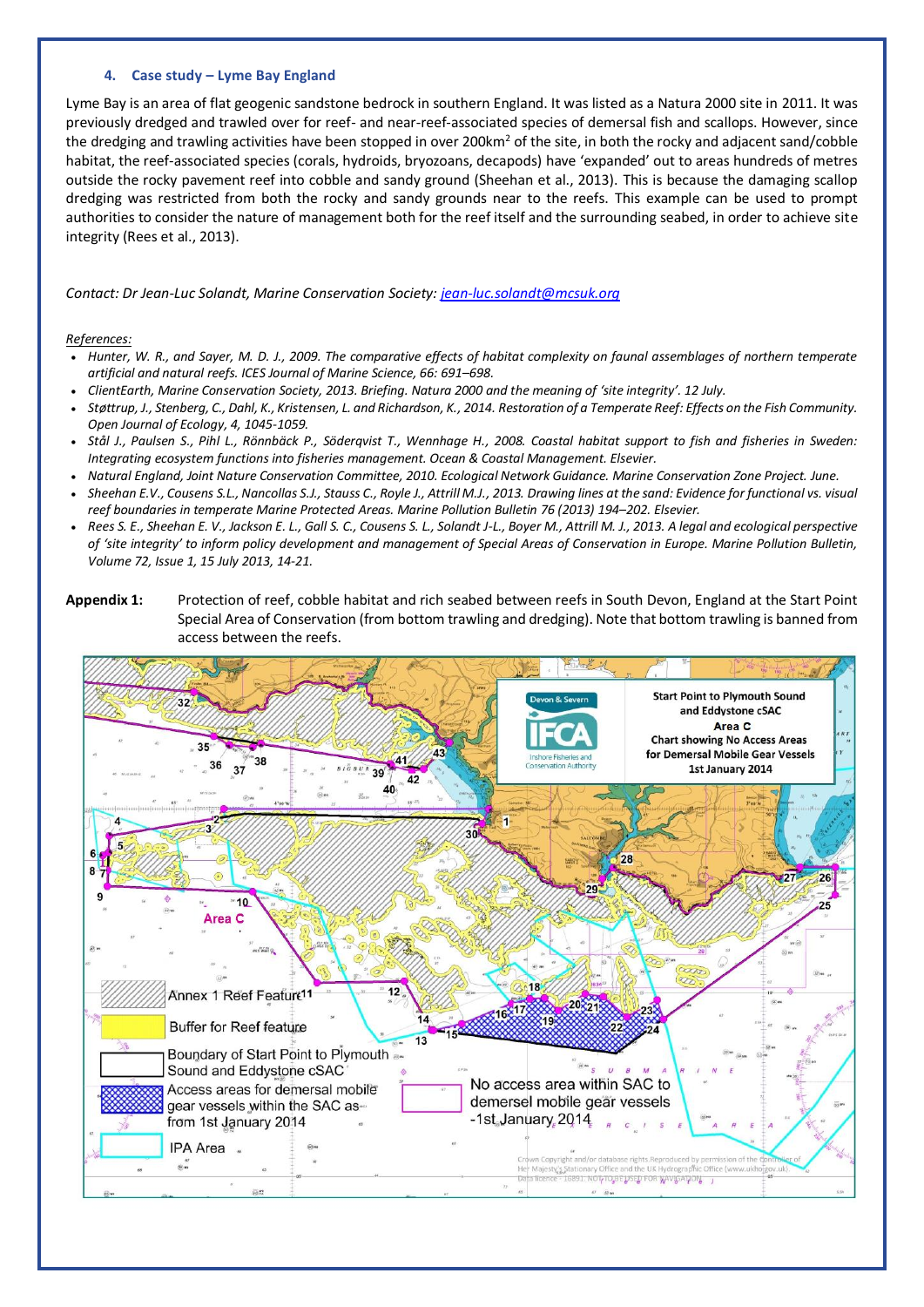#### 4. Case study – Lyme Bay England

Lyme Bay is an area of flat geogenic sandstone bedrock in southern England. It was listed as a Natura 2000 site in 2011. It was previously dredged and trawled over for reef- and near-reef-associated species of demersal fish and scallops. However, since the dredging and trawling activities have been stopped in over 200km$^2$ of the site, in both the rocky and adjacent sand/cobble habitat, the reef-associated species (corals, hydroids, bryozoans, decapods) have 'expanded' out to areas hundreds of metres outside the rocky pavement reef into cobble and sandy ground (Sheehan et al., 2013). This is because the damaging scallop dredging was restricted from both the rocky and sandy grounds near to the reefs. This example can be used to prompt authorities to consider the nature of management both for the reef itself and the surrounding seabed, in order to achieve site integrity (Rees et al., 2013).

*Contact: Dr Jean-Luc Solandt, Marine Conservation Society: jean-luc.solandt@mcsuk.org*

*References:*

- *Hunter, W. R., and Sayer, M. D. J., 2009. The comparative effects of habitat complexity on faunal assemblages of northern temperate artificial and natural reefs. ICES Journal of Marine Science, 66: 691–698.*
- *ClientEarth, Marine Conservation Society, 2013. Briefing. Natura 2000 and the meaning of 'site integrity'. 12 July.*
- *Støttrup, J., Stenberg, C., Dahl, K., Kristensen, L. and Richardson, K., 2014. Restoration of a Temperate Reef: Effects on the Fish Community. Open Journal of Ecology, 4, 1045-1059.*
- *Stål J., Paulsen S., Pihl L., Rönnbäck P., Söderqvist T., Wennhage H., 2008. Coastal habitat support to fish and fisheries in Sweden: Integrating ecosystem functions into fisheries management. Ocean & Coastal Management. Elsevier.*
- *Natural England, Joint Nature Conservation Committee, 2010. Ecological Network Guidance. Marine Conservation Zone Project. June.*
- *Sheehan E.V., Cousens S.L., Nancollas S.J., Stauss C., Royle J., Attrill M.J., 2013. Drawing lines at the sand: Evidence for functional vs. visual reef boundaries in temperate Marine Protected Areas. Marine Pollution Bulletin 76 (2013) 194–202. Elsevier.*
- *Rees S. E., Sheehan E. V., Jackson E. L., Gall S. C., Cousens S. L., Solandt J-L., Boyer M., Attrill M. J., 2013. A legal and ecological perspective of 'site integrity' to inform policy development and management of Special Areas of Conservation in Europe. Marine Pollution Bulletin, Volume 72, Issue 1, 15 July 2013, 14-21.*

**Appendix 1:** Protection of reef, cobble habitat and rich seabed between reefs in South Devon, England at the Start Point Special Area of Conservation (from bottom trawling and dredging). Note that bottom trawling is banned from access between the reefs.

Devon & Severn IFCA
Inshore Fisheries and Conservation Authority

Start Point to Plymouth Sound and Eddystone cSAC
Area C
Chart showing No Access Areas for Demersal Mobile Gear Vessels
1st January 2014

Area C

Annex 1 Reef Feature
Buffer for Reef feature
Boundary of Start Point to Plymouth Sound and Eddystone cSAC
Access areas for demersal mobile gear vessels within the SAC as from 1st January 2014
IPA Area
No access area within SAC to demersal mobile gear vessels -1st January 2014

Crown Copyright and/or database rights. Reproduced by permission of the Controller of Her Majesty's Stationary Office and the UK Hydrographic Office (www.ukho.gov.uk)
NOT TO BE USED FOR NAVIGATION